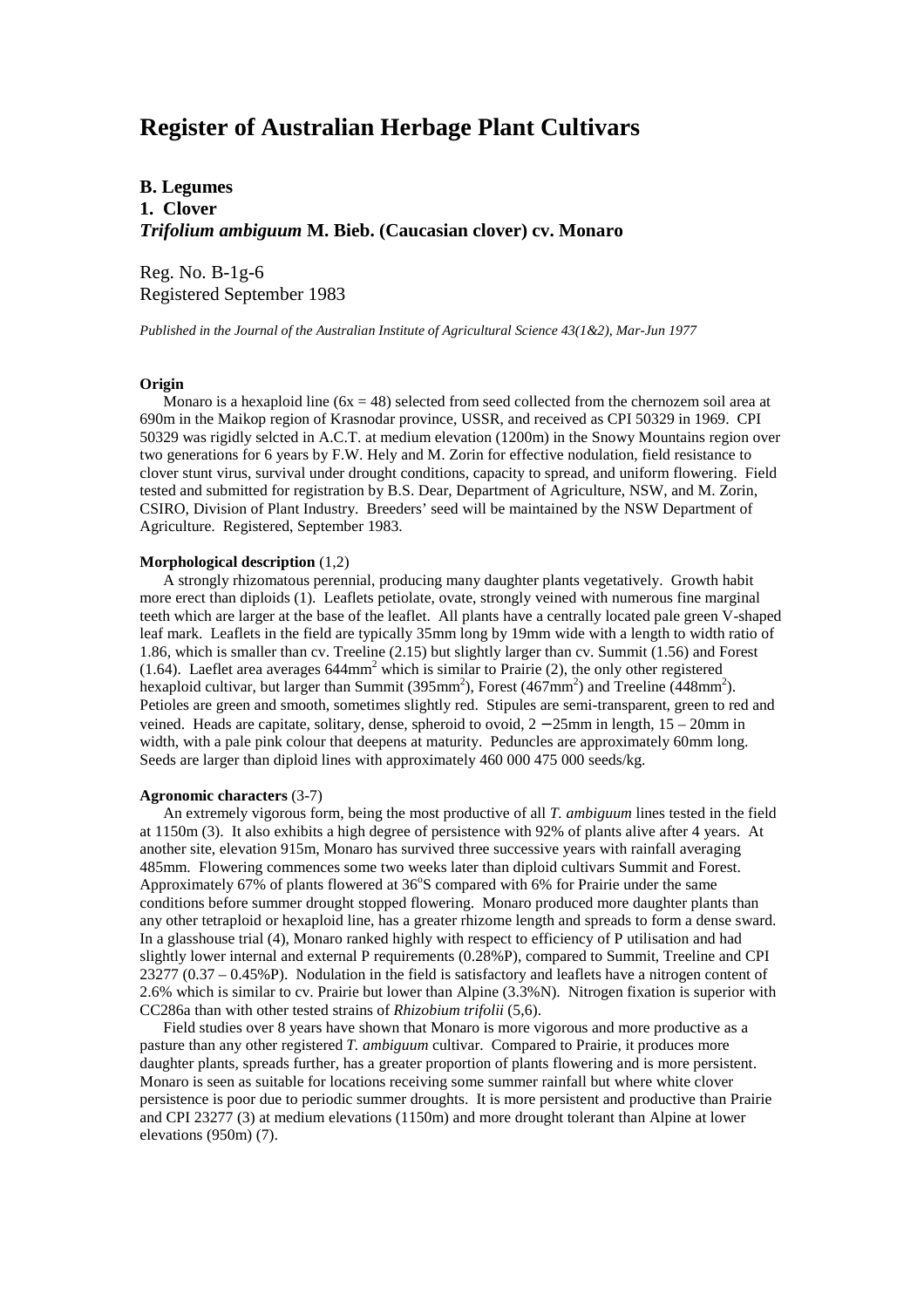# Register of Australian Herbage Plant Cultivars

**B. Legumes**
**1. Clover**
***Trifolium ambiguum* M. Bieb. (Caucasian clover) cv. Monaro**

Reg. No. B-1g-6
Registered September 1983

*Published in the Journal of the Australian Institute of Agricultural Science 43(1&2), Mar-Jun 1977*

**Origin**

Monaro is a hexaploid line ($6x = 48$) selected from seed collected from the chernozem soil area at 690m in the Maikop region of Krasnodar province, USSR, and received as CPI 50329 in 1969. CPI 50329 was rigidly selcted in A.C.T. at medium elevation (1200m) in the Snowy Mountains region over two generations for 6 years by F.W. Hely and M. Zorin for effective nodulation, field resistance to clover stunt virus, survival under drought conditions, capacity to spread, and uniform flowering. Field tested and submitted for registration by B.S. Dear, Department of Agriculture, NSW, and M. Zorin, CSIRO, Division of Plant Industry. Breeders' seed will be maintained by the NSW Department of Agriculture. Registered, September 1983.

**Morphological description** (1,2)

A strongly rhizomatous perennial, producing many daughter plants vegetatively. Growth habit more erect than diploids (1). Leaflets petiolate, ovate, strongly veined with numerous fine marginal teeth which are larger at the base of the leaflet. All plants have a centrally located pale green V-shaped leaf mark. Leaflets in the field are typically 35mm long by 19mm wide with a length to width ratio of 1.86, which is smaller than cv. Treeline (2.15) but slightly larger than cv. Summit (1.56) and Forest (1.64). Laeflet area averages 644mm$^2$ which is similar to Prairie (2), the only other registered hexaploid cultivar, but larger than Summit (395mm$^2$), Forest (467mm$^2$) and Treeline (448mm$^2$). Petioles are green and smooth, sometimes slightly red. Stipules are semi-transparent, green to red and veined. Heads are capitate, solitary, dense, spheroid to ovoid, 2 –25mm in length, 15 – 20mm in width, with a pale pink colour that deepens at maturity. Peduncles are approximately 60mm long. Seeds are larger than diploid lines with approximately 460 000 475 000 seeds/kg.

**Agronomic characters** (3-7)

An extremely vigorous form, being the most productive of all *T. ambiguum* lines tested in the field at 1150m (3). It also exhibits a high degree of persistence with 92% of plants alive after 4 years. At another site, elevation 915m, Monaro has survived three successive years with rainfall averaging 485mm. Flowering commences some two weeks later than diploid cultivars Summit and Forest. Approximately 67% of plants flowered at 36°S compared with 6% for Prairie under the same conditions before summer drought stopped flowering. Monaro produced more daughter plants than any other tetraploid or hexaploid line, has a greater rhizome length and spreads to form a dense sward. In a glasshouse trial (4), Monaro ranked highly with respect to efficiency of P utilisation and had slightly lower internal and external P requirements (0.28%P), compared to Summit, Treeline and CPI 23277 (0.37 – 0.45%P). Nodulation in the field is satisfactory and leaflets have a nitrogen content of 2.6% which is similar to cv. Prairie but lower than Alpine (3.3%N). Nitrogen fixation is superior with CC286a than with other tested strains of *Rhizobium trifolii* (5,6).

Field studies over 8 years have shown that Monaro is more vigorous and more productive as a pasture than any other registered *T. ambiguum* cultivar. Compared to Prairie, it produces more daughter plants, spreads further, has a greater proportion of plants flowering and is more persistent. Monaro is seen as suitable for locations receiving some summer rainfall but where white clover persistence is poor due to periodic summer droughts. It is more persistent and productive than Prairie and CPI 23277 (3) at medium elevations (1150m) and more drought tolerant than Alpine at lower elevations (950m) (7).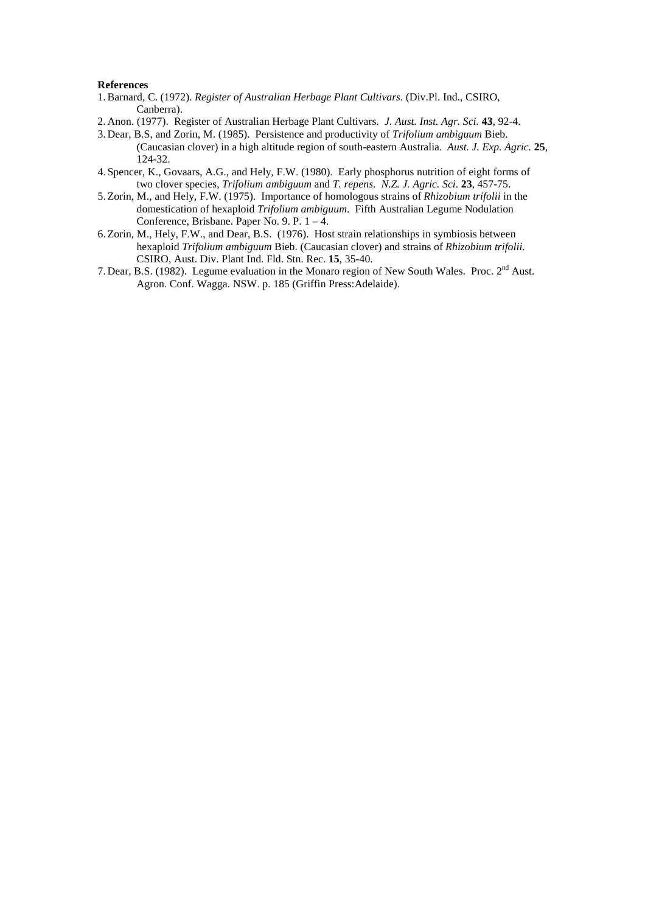**References**

1. Barnard, C. (1972). *Register of Australian Herbage Plant Cultivars.* (Div.Pl. Ind., CSIRO, Canberra).
2. Anon. (1977). Register of Australian Herbage Plant Cultivars. *J. Aust. Inst. Agr. Sci.* **43**, 92-4.
3. Dear, B.S, and Zorin, M. (1985). Persistence and productivity of *Trifolium ambiguum* Bieb. (Caucasian clover) in a high altitude region of south-eastern Australia. *Aust. J. Exp. Agric.* **25**, 124-32.
4. Spencer, K., Govaars, A.G., and Hely, F.W. (1980). Early phosphorus nutrition of eight forms of two clover species, *Trifolium ambiguum* and *T. repens*. *N.Z. J. Agric. Sci*. **23**, 457-75.
5. Zorin, M., and Hely, F.W. (1975). Importance of homologous strains of *Rhizobium trifolii* in the domestication of hexaploid *Trifolium ambiguum*. Fifth Australian Legume Nodulation Conference, Brisbane. Paper No. 9. P. 1 – 4.
6. Zorin, M., Hely, F.W., and Dear, B.S. (1976). Host strain relationships in symbiosis between hexaploid *Trifolium ambiguum* Bieb. (Caucasian clover) and strains of *Rhizobium trifolii.* CSIRO, Aust. Div. Plant Ind. Fld. Stn. Rec. **15**, 35-40.
7. Dear, B.S. (1982). Legume evaluation in the Monaro region of New South Wales. Proc. 2nd Aust. Agron. Conf. Wagga. NSW. p. 185 (Griffin Press:Adelaide).